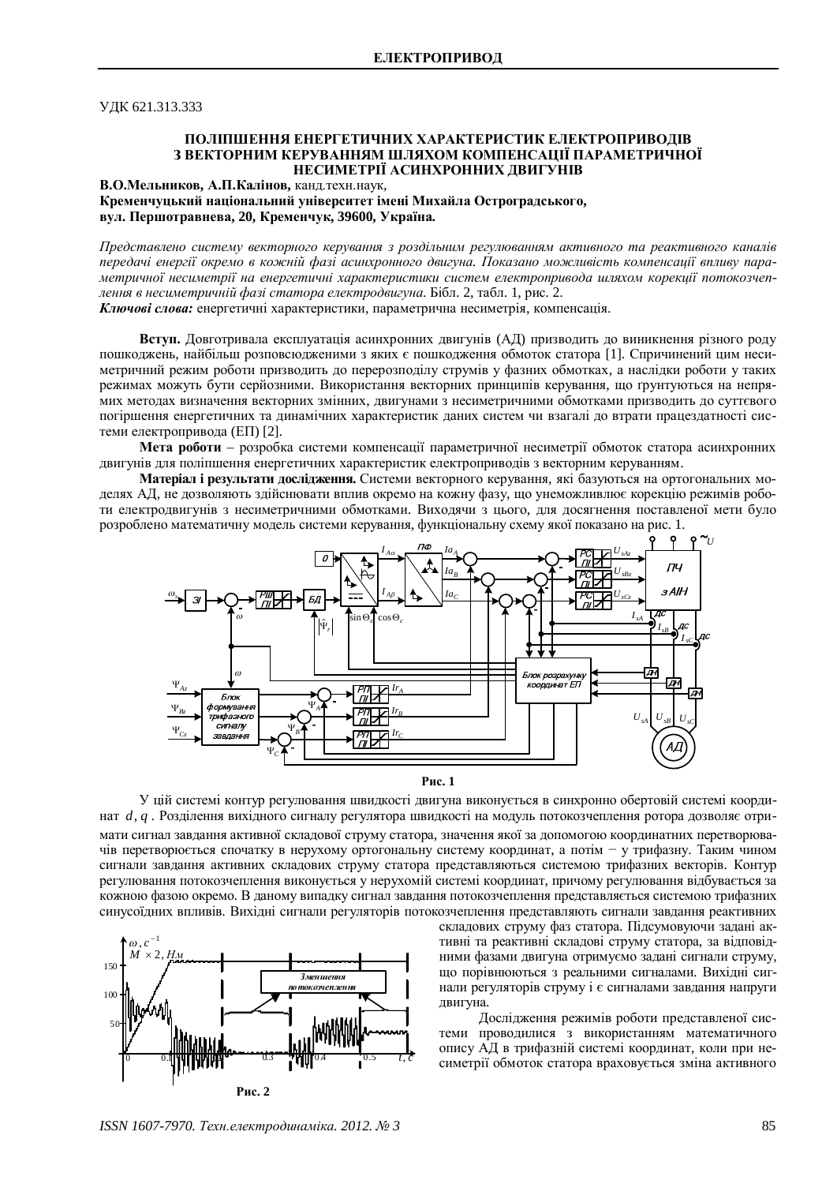УДК 621.313.333

# ПОЛІПШЕННЯ ЕНЕРГЕТИЧНИХ ХАРАКТЕРИСТИК ЕЛЕКТРОПРИВОДІВ З ВЕКТОРНИМ КЕРУВАННЯМ ШЛЯХОМ КОМПЕНСАЦІЇ ПАРАМЕТРИЧНОЇ НЕСИМЕТРІЇ АСИНХРОННИХ ДВИГУНІВ

**В.О.Мельников, А.П.Калінов,** канд.техн.наук,
**Кременчуцький національний університет імені Михайла Остроградського, вул. Першотравнева, 20, Кременчук, 39600, Україна.**

*Представлено систему векторного керування з роздільним регулюванням активного та реактивного каналів передачі енергії окремо в кожній фазі асинхронного двигуна. Показано можливість компенсації впливу параметричної несиметрії на енергетичні характеристики систем електропривода шляхом корекції потокозчеплення в несиметричній фазі статора електродвигуна.* Бібл. 2, табл. 1, рис. 2.

***Ключові слова:*** енергетичні характеристики, параметрична несиметрія, компенсація.

**Вступ.** Довготривала експлуатація асинхронних двигунів (АД) призводить до виникнення різного роду пошкоджень, найбільш розповсюдженими з яких є пошкодження обмоток статора [1]. Спричинений цим несиметричний режим роботи призводить до перерозподілу струмів у фазних обмотках, а наслідки роботи у таких режимах можуть бути серйозними. Використання векторних принципів керування, що ґрунтуються на непрямих методах визначення векторних змінних, двигунами з несиметричними обмотками призводить до суттєвого погіршення енергетичних та динамічних характеристик даних систем чи взагалі до втрати працездатності системи електропривода (ЕП) [2].

**Мета роботи** – розробка системи компенсації параметричної несиметрії обмоток статора асинхронних двигунів для поліпшення енергетичних характеристик електроприводів з векторним керуванням.

**Матеріал і результати дослідження.** Системи векторного керування, які базуються на ортогональних моделях АД, не дозволяють здійснювати вплив окремо на кожну фазу, що унеможливлює корекцію режимів роботи електродвигунів з несиметричними обмотками. Виходячи з цього, для досягнення поставленої мети було розроблено математичну модель системи керування, функціональну схему якої показано на рис. 1.

**Рис. 1**

У цій системі контур регулювання швидкості двигуна виконується в синхронно обертовій системі координат $d, q$. Розділення вихідного сигналу регулятора швидкості на модуль потокозчеплення ротора дозволяє отримати сигнал завдання активної складової струму статора, значення якої за допомогою координатних перетворювачів перетворюється спочатку в нерухому ортогональну систему координат, а потім − у трифазну. Таким чином сигнали завдання активних складових струму статора представляються системою трифазних векторів. Контур регулювання потокозчеплення виконується у нерухомій системі координат, причому регулювання відбувається за кожною фазою окремо. В даному випадку сигнал завдання потокозчеплення представляється системою трифазних синусоїдних впливів. Вихідні сигнали регуляторів потокозчеплення представляють сигнали завдання реактивних складових струму фаз статора. Підсумовуючи задані активні та реактивні складові струму статора, за відповідними фазами двигуна отримуємо задані сигнали струму, що порівнюються з реальними сигналами. Вихідні сигнали регуляторів струму і є сигналами завдання напруги двигуна.

**Рис. 2**

Дослідження режимів роботи представленої системи проводилися з використанням математичного опису АД в трифазній системі координат, коли при несиметрії обмоток статора враховується зміна активного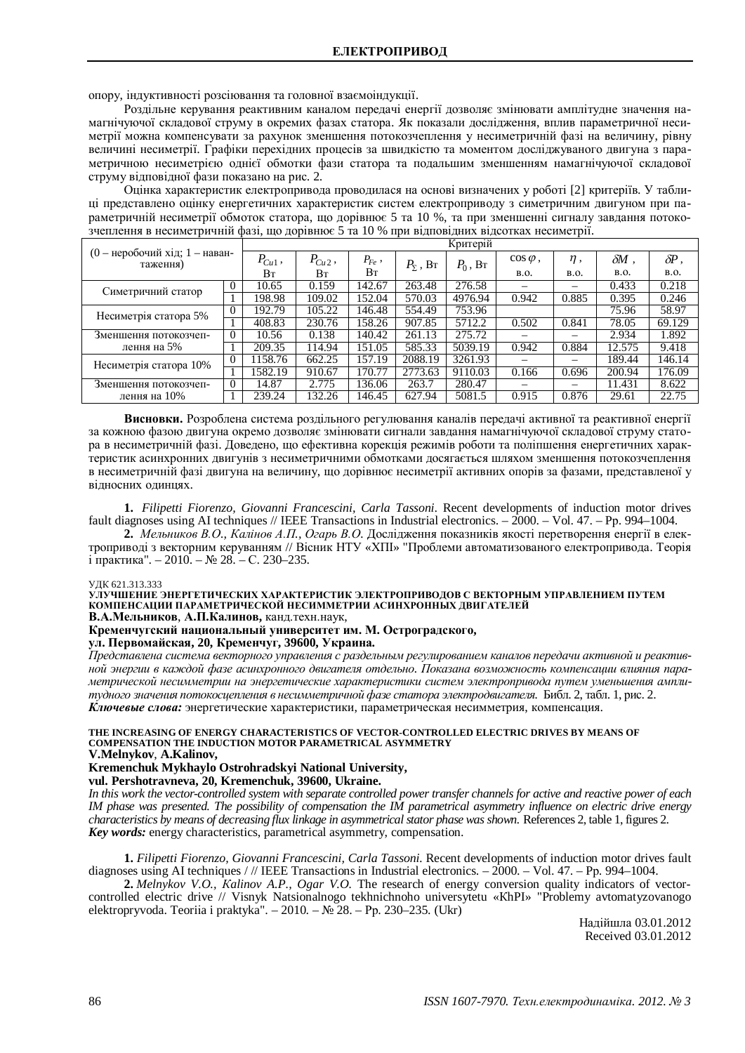опору, індуктивності розсіювання та головної взаємоіндукції.

Роздільне керування реактивним каналом передачі енергії дозволяє змінювати амплітудне значення намагнічуючої складової струму в окремих фазах статора. Як показали дослідження, вплив параметричної несиметрії можна компенсувати за рахунок зменшення потокозчеплення у несиметричній фазі на величину, рівну величині несиметрії. Графіки перехідних процесів за швидкістю та моментом досліджуваного двигуна з параметричною несиметрією однієї обмотки фази статора та подальшим зменшенням намагнічуючої складової струму відповідної фази показано на рис. 2.

Оцінка характеристик електропривода проводилася на основі визначених у роботі [2] критеріїв. У таблиці представлено оцінку енергетичних характеристик систем електроприводу з симетричним двигуном при параметричній несиметрії обмоток статора, що дорівнює 5 та 10 %, та при зменшенні сигналу завдання потокозчеплення в несиметричній фазі, що дорівнює 5 та 10 % при відповідних відсотках несиметрії.

| (0 – неробочий хід; 1 – навантаження) | | Критерій | | | | | | | | |
|---|---|---|---|---|---|---|---|---|---|---|
| | | $P_{Cu1}$, Вт | $P_{Cu2}$, Вт | $P_{Fe}$, Вт | $P_{\Sigma}$, Вт | $P_0$, Вт | $\cos\varphi$, в.о. | $\eta$, в.о. | $\delta M$, в.о. | $\delta P$, в.о. |
| Симетричний статор | 0 | 10.65 | 0.159 | 142.67 | 263.48 | 276.58 | – | – | 0.433 | 0.218 |
| | 1 | 198.98 | 109.02 | 152.04 | 570.03 | 4976.94 | 0.942 | 0.885 | 0.395 | 0.246 |
| Несиметрія статора 5% | 0 | 192.79 | 105.22 | 146.48 | 554.49 | 753.96 | | | 75.96 | 58.97 |
| | 1 | 408.83 | 230.76 | 158.26 | 907.85 | 5712.2 | 0.502 | 0.841 | 78.05 | 69.129 |
| Зменшення потокозчеплення на 5% | 0 | 10.56 | 0.138 | 140.42 | 261.13 | 275.72 | – | – | 2.934 | 1.892 |
| | 1 | 209.35 | 114.94 | 151.05 | 585.33 | 5039.19 | 0.942 | 0.884 | 12.575 | 9.418 |
| Несиметрія статора 10% | 0 | 1158.76 | 662.25 | 157.19 | 2088.19 | 3261.93 | – | – | 189.44 | 146.14 |
| | 1 | 1582.19 | 910.67 | 170.77 | 2773.63 | 9110.03 | 0.166 | 0.696 | 200.94 | 176.09 |
| Зменшення потокозчеплення на 10% | 0 | 14.87 | 2.775 | 136.06 | 263.7 | 280.47 | – | – | 11.431 | 8.622 |
| | 1 | 239.24 | 132.26 | 146.45 | 627.94 | 5081.5 | 0.915 | 0.876 | 29.61 | 22.75 |

**Висновки.** Розроблена система роздільного регулювання каналів передачі активної та реактивної енергії за кожною фазою двигуна окремо дозволяє змінювати сигнали завдання намагнічуючої складової струму статора в несиметричній фазі. Доведено, що ефективна корекція режимів роботи та поліпшення енергетичних характеристик асинхронних двигунів з несиметричними обмотками досягається шляхом зменшення потокозчеплення в несиметричній фазі двигуна на величину, що дорівнює несиметрії активних опорів за фазами, представленої у відносних одиницях.

**1.** *Filipetti Fiorenzo, Giovanni Francescini, Carla Tassoni.* Recent developments of induction motor drives fault diagnoses using AI techniques // IEEE Transactions in Industrial electronics. – 2000. – Vol. 47. – Pp. 994–1004.

**2.** *Мельников В.О., Калінов А.П., Огарь В.О.* Дослідження показників якості перетворення енергії в електроприводі з векторним керуванням // Вісник НТУ «ХПІ» "Проблеми автоматизованого електропривода. Теорія і практика". – 2010. – № 28. – С. 230–235.

УДК 621.313.333

**УЛУЧШЕНИЕ ЭНЕРГЕТИЧЕСКИХ ХАРАКТЕРИСТИК ЭЛЕКТРОПРИВОДОВ С ВЕКТОРНЫМ УПРАВЛЕНИЕМ ПУТЕМ КОМПЕНСАЦИИ ПАРАМЕТРИЧЕСКОЙ НЕСИММЕТРИИ АСИНХРОННЫХ ДВИГАТЕЛЕЙ**

**В.А.Мельников**, **А.П.Калинов,** канд.техн.наук,

**Кременчугский национальный университет им. М. Остроградского,**

**ул. Первомайская, 20, Кременчуг, 39600, Украина.**

*Представлена система векторного управления с раздельным регулированием каналов передачи активной и реактивной энергии в каждой фазе асинхронного двигателя отдельно. Показана возможность компенсации влияния параметрической несимметрии на энергетические характеристики систем электропривода путем уменьшения амплитудного значения потокосцепления в несимметричной фазе статора электродвигателя.* Библ. 2, табл. 1, рис. 2.

***Ключевые слова:*** энергетические характеристики, параметрическая несимметрия, компенсация.

**THE INCREASING OF ENERGY CHARACTERISTICS OF VECTOR-CONTROLLED ELECTRIC DRIVES BY MEANS OF COMPENSATION THE INDUCTION MOTOR PARAMETRICAL ASYMMETRY**

**V.Melnykov**, **A.Kalinov,**

**Kremenchuk Mykhaylo Ostrohradskyi National University,**

**vul. Pershotravneva, 20, Kremenchuk, 39600, Ukraine.**

*In this work the vector-controlled system with separate controlled power transfer channels for active and reactive power of each IM phase was presented. The possibility of compensation the IM parametrical asymmetry influence on electric drive energy characteristics by means of decreasing flux linkage in asymmetrical stator phase was shown.* References 2, table 1, figures 2.

***Key words:*** energy characteristics, parametrical asymmetry, compensation.

**1.** *Filipetti Fiorenzo, Giovanni Francescini, Carla Tassoni.* Recent developments of induction motor drives fault diagnoses using AI techniques / // IEEE Transactions in Industrial electronics. – 2000. – Vol. 47. – Pp. 994–1004.

**2.** *Melnykov V.O., Kalinov A.P., Ogar V.O.* The research of energy conversion quality indicators of vector-controlled electric drive // Visnyk Natsionalnogo tekhnichnoho universytetu «KhPI» "Problemy avtomatyzovanogo elektropryvoda. Teoriia i praktyka". – 2010. – № 28. – Pp. 230–235. (Ukr)

Надійшла 03.01.2012
Received 03.01.2012